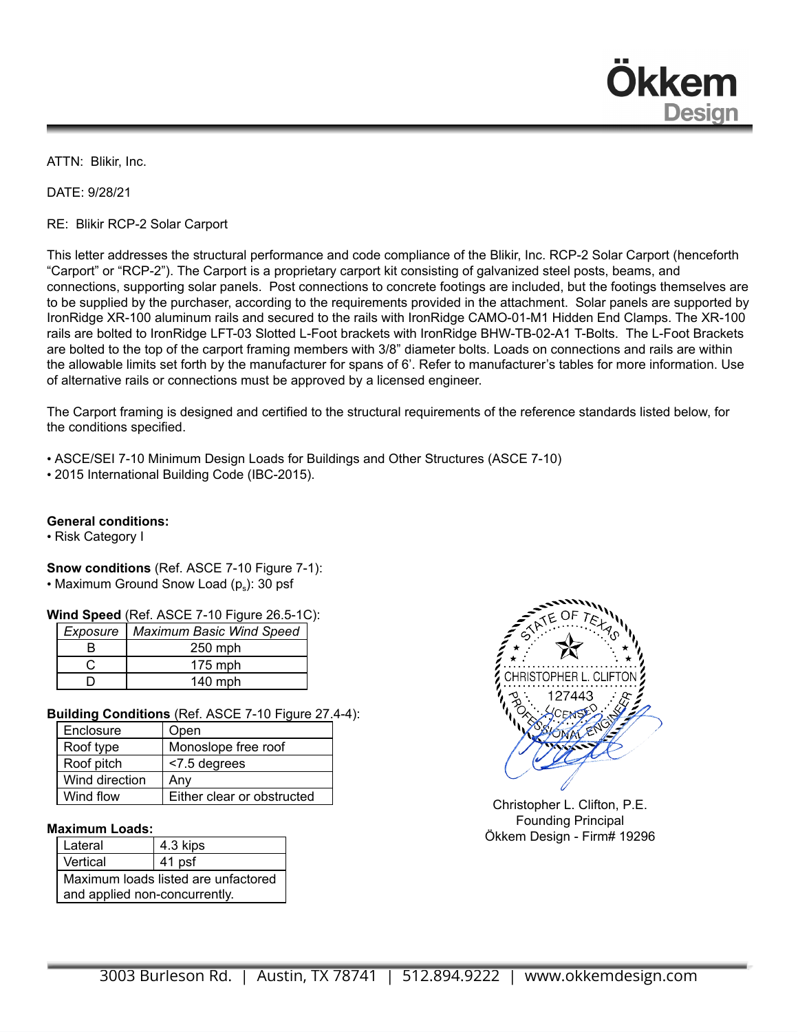Ökkem Design

ATTN: Blikir, Inc.

DATE: 9/28/21

RE: Blikir RCP-2 Solar Carport

This letter addresses the structural performance and code compliance of the Blikir, Inc. RCP-2 Solar Carport (henceforth "Carport" or "RCP-2"). The Carport is a proprietary carport kit consisting of galvanized steel posts, beams, and connections, supporting solar panels. Post connections to concrete footings are included, but the footings themselves are to be supplied by the purchaser, according to the requirements provided in the attachment. Solar panels are supported by IronRidge XR-100 aluminum rails and secured to the rails with IronRidge CAMO-01-M1 Hidden End Clamps. The XR-100 rails are bolted to IronRidge LFT-03 Slotted L-Foot brackets with IronRidge BHW-TB-02-A1 T-Bolts. The L-Foot Brackets are bolted to the top of the carport framing members with 3/8" diameter bolts. Loads on connections and rails are within the allowable limits set forth by the manufacturer for spans of 6'. Refer to manufacturer's tables for more information. Use of alternative rails or connections must be approved by a licensed engineer.

The Carport framing is designed and certified to the structural requirements of the reference standards listed below, for the conditions specified.

- ASCE/SEI 7-10 Minimum Design Loads for Buildings and Other Structures (ASCE 7-10)
- 2015 International Building Code (IBC-2015).

**General conditions:**
- Risk Category I

**Snow conditions** (Ref. ASCE 7-10 Figure 7-1):
- Maximum Ground Snow Load ($p_s$): 30 psf

**Wind Speed** (Ref. ASCE 7-10 Figure 26.5-1C):

| *Exposure* | *Maximum Basic Wind Speed* |
|---|---|
| B | 250 mph |
| C | 175 mph |
| D | 140 mph |

**Building Conditions** (Ref. ASCE 7-10 Figure 27.4-4):

| Enclosure | Open |
|---|---|
| Roof type | Monoslope free roof |
| Roof pitch | <7.5 degrees |
| Wind direction | Any |
| Wind flow | Either clear or obstructed |

**Maximum Loads:**

| Lateral | 4.3 kips |
|---|---|
| Vertical | 41 psf |
| Maximum loads listed are unfactored and applied non-concurrently. | |

STATE OF TEXAS
CHRISTOPHER L. CLIFTON
127443
LICENSED
PROFESSIONAL ENGINEER

Christopher L. Clifton, P.E.
Founding Principal
Ökkem Design - Firm# 19296

3003 Burleson Rd. | Austin, TX 78741 | 512.894.9222 | www.okkemdesign.com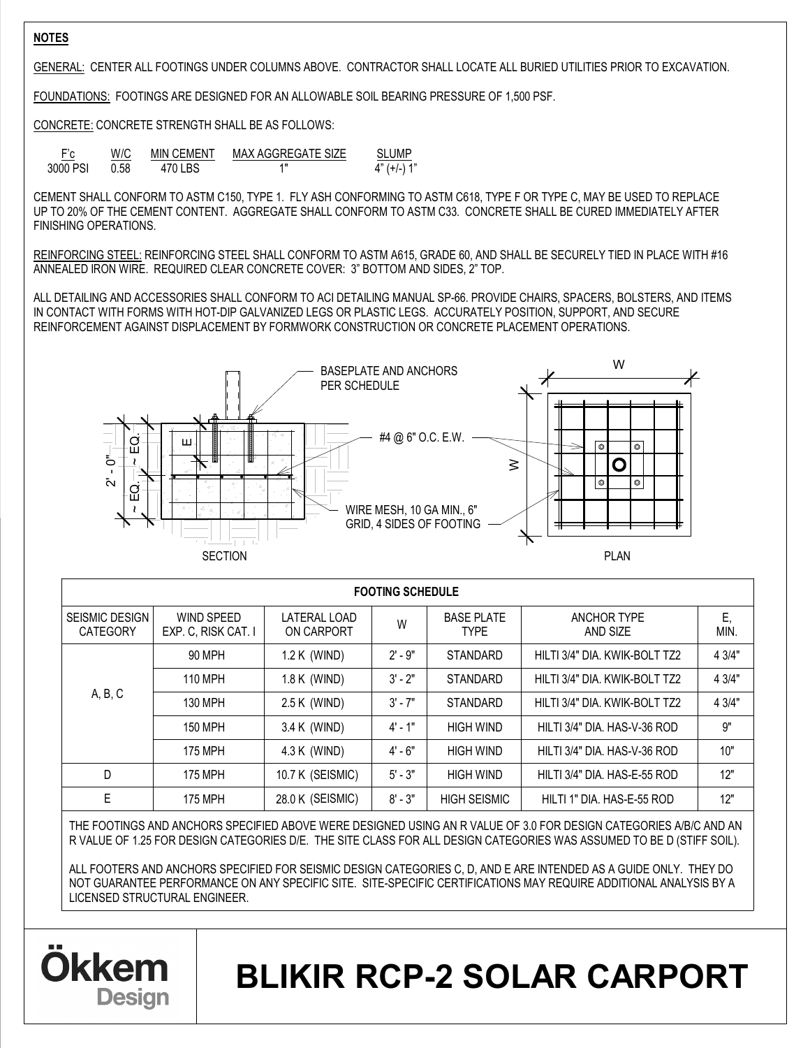**NOTES**

GENERAL: CENTER ALL FOOTINGS UNDER COLUMNS ABOVE. CONTRACTOR SHALL LOCATE ALL BURIED UTILITIES PRIOR TO EXCAVATION.

FOUNDATIONS: FOOTINGS ARE DESIGNED FOR AN ALLOWABLE SOIL BEARING PRESSURE OF 1,500 PSF.

CONCRETE: CONCRETE STRENGTH SHALL BE AS FOLLOWS:

| F'c | W/C | MIN CEMENT | MAX AGGREGATE SIZE | SLUMP |
|---|---|---|---|---|
| 3000 PSI | 0.58 | 470 LBS | 1" | 4" (+/-) 1" |

CEMENT SHALL CONFORM TO ASTM C150, TYPE 1. FLY ASH CONFORMING TO ASTM C618, TYPE F OR TYPE C, MAY BE USED TO REPLACE UP TO 20% OF THE CEMENT CONTENT. AGGREGATE SHALL CONFORM TO ASTM C33. CONCRETE SHALL BE CURED IMMEDIATELY AFTER FINISHING OPERATIONS.

REINFORCING STEEL: REINFORCING STEEL SHALL CONFORM TO ASTM A615, GRADE 60, AND SHALL BE SECURELY TIED IN PLACE WITH #16 ANNEALED IRON WIRE. REQUIRED CLEAR CONCRETE COVER: 3" BOTTOM AND SIDES, 2" TOP.

ALL DETAILING AND ACCESSORIES SHALL CONFORM TO ACI DETAILING MANUAL SP-66. PROVIDE CHAIRS, SPACERS, BOLSTERS, AND ITEMS IN CONTACT WITH FORMS WITH HOT-DIP GALVANIZED LEGS OR PLASTIC LEGS. ACCURATELY POSITION, SUPPORT, AND SECURE REINFORCEMENT AGAINST DISPLACEMENT BY FORMWORK CONSTRUCTION OR CONCRETE PLACEMENT OPERATIONS.

BASEPLATE AND ANCHORS PER SCHEDULE

#4 @ 6" O.C. E.W.

WIRE MESH, 10 GA MIN., 6" GRID, 4 SIDES OF FOOTING

2' - 0"

~ EQ.

~ EQ.

E

W

W

SECTION

PLAN

**FOOTING SCHEDULE**

| SEISMIC DESIGN CATEGORY | WIND SPEED EXP. C, RISK CAT. I | LATERAL LOAD ON CARPORT | W | BASE PLATE TYPE | ANCHOR TYPE AND SIZE | E, MIN. |
|---|---|---|---|---|---|---|
| A, B, C | 90 MPH | 1.2 K (WIND) | 2' - 9" | STANDARD | HILTI 3/4" DIA. KWIK-BOLT TZ2 | 4 3/4" |
| | 110 MPH | 1.8 K (WIND) | 3' - 2" | STANDARD | HILTI 3/4" DIA. KWIK-BOLT TZ2 | 4 3/4" |
| | 130 MPH | 2.5 K (WIND) | 3' - 7" | STANDARD | HILTI 3/4" DIA. KWIK-BOLT TZ2 | 4 3/4" |
| | 150 MPH | 3.4 K (WIND) | 4' - 1" | HIGH WIND | HILTI 3/4" DIA. HAS-V-36 ROD | 9" |
| | 175 MPH | 4.3 K (WIND) | 4' - 6" | HIGH WIND | HILTI 3/4" DIA. HAS-V-36 ROD | 10" |
| D | 175 MPH | 10.7 K (SEISMIC) | 5' - 3" | HIGH WIND | HILTI 3/4" DIA. HAS-E-55 ROD | 12" |
| E | 175 MPH | 28.0 K (SEISMIC) | 8' - 3" | HIGH SEISMIC | HILTI 1" DIA. HAS-E-55 ROD | 12" |

THE FOOTINGS AND ANCHORS SPECIFIED ABOVE WERE DESIGNED USING AN R VALUE OF 3.0 FOR DESIGN CATEGORIES A/B/C AND AN R VALUE OF 1.25 FOR DESIGN CATEGORIES D/E. THE SITE CLASS FOR ALL DESIGN CATEGORIES WAS ASSUMED TO BE D (STIFF SOIL).

ALL FOOTERS AND ANCHORS SPECIFIED FOR SEISMIC DESIGN CATEGORIES C, D, AND E ARE INTENDED AS A GUIDE ONLY. THEY DO NOT GUARANTEE PERFORMANCE ON ANY SPECIFIC SITE. SITE-SPECIFIC CERTIFICATIONS MAY REQUIRE ADDITIONAL ANALYSIS BY A LICENSED STRUCTURAL ENGINEER.

Ökkem Design

# BLIKIR RCP-2 SOLAR CARPORT